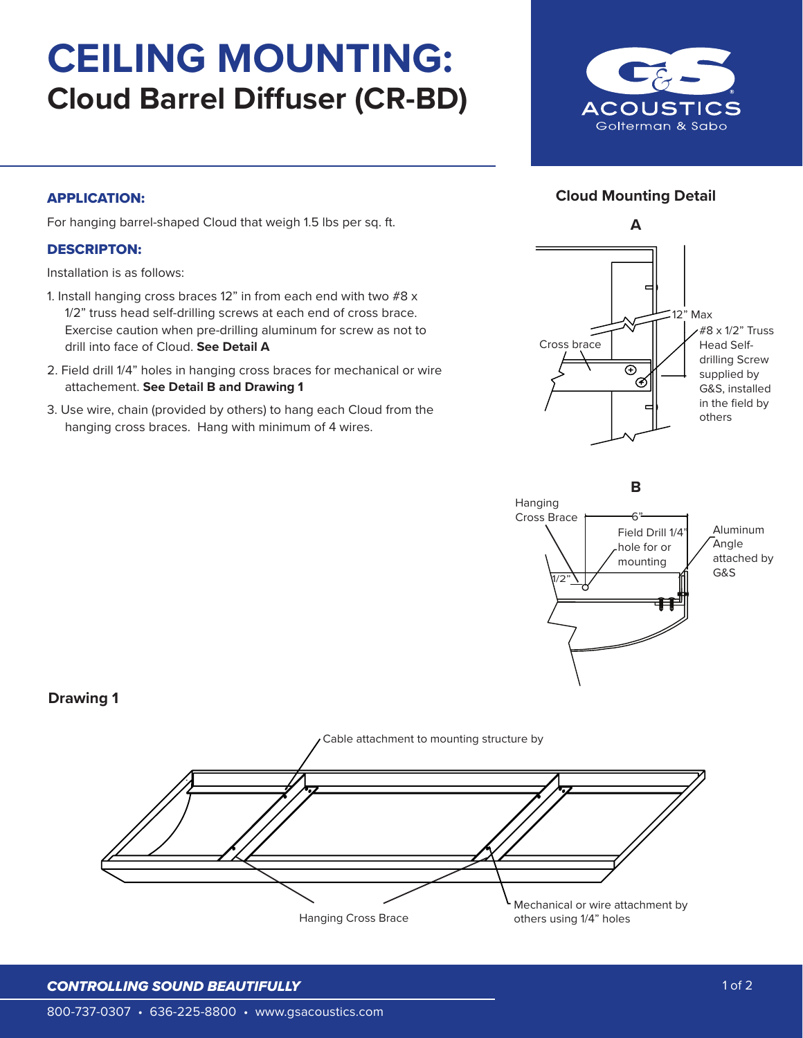# CEILING MOUNTING:
## Cloud Barrel Diffuser (CR-BD)

G&S ACOUSTICS
Golterman & Sabo

### APPLICATION:

For hanging barrel-shaped Cloud that weigh 1.5 lbs per sq. ft.

### DESCRIPTON:

Installation is as follows:

1. Install hanging cross braces 12" in from each end with two #8 x 1/2" truss head self-drilling screws at each end of cross brace. Exercise caution when pre-drilling aluminum for screw as not to drill into face of Cloud. **See Detail A**
2. Field drill 1/4" holes in hanging cross braces for mechanical or wire attachement. **See Detail B and Drawing 1**
3. Use wire, chain (provided by others) to hang each Cloud from the hanging cross braces. Hang with minimum of 4 wires.

### Cloud Mounting Detail

**A**

Cross brace

12" Max

#8 x 1/2" Truss Head Self-drilling Screw supplied by G&S, installed in the field by others

**B**

Hanging Cross Brace

6"

Field Drill 1/4" hole for or mounting

1/2"

Aluminum Angle attached by G&S

### Drawing 1

Cable attachment to mounting structure by

Hanging Cross Brace

Mechanical or wire attachment by others using 1/4" holes

***CONTROLLING SOUND BEAUTIFULLY***

800-737-0307 • 636-225-8800 • www.gsacoustics.com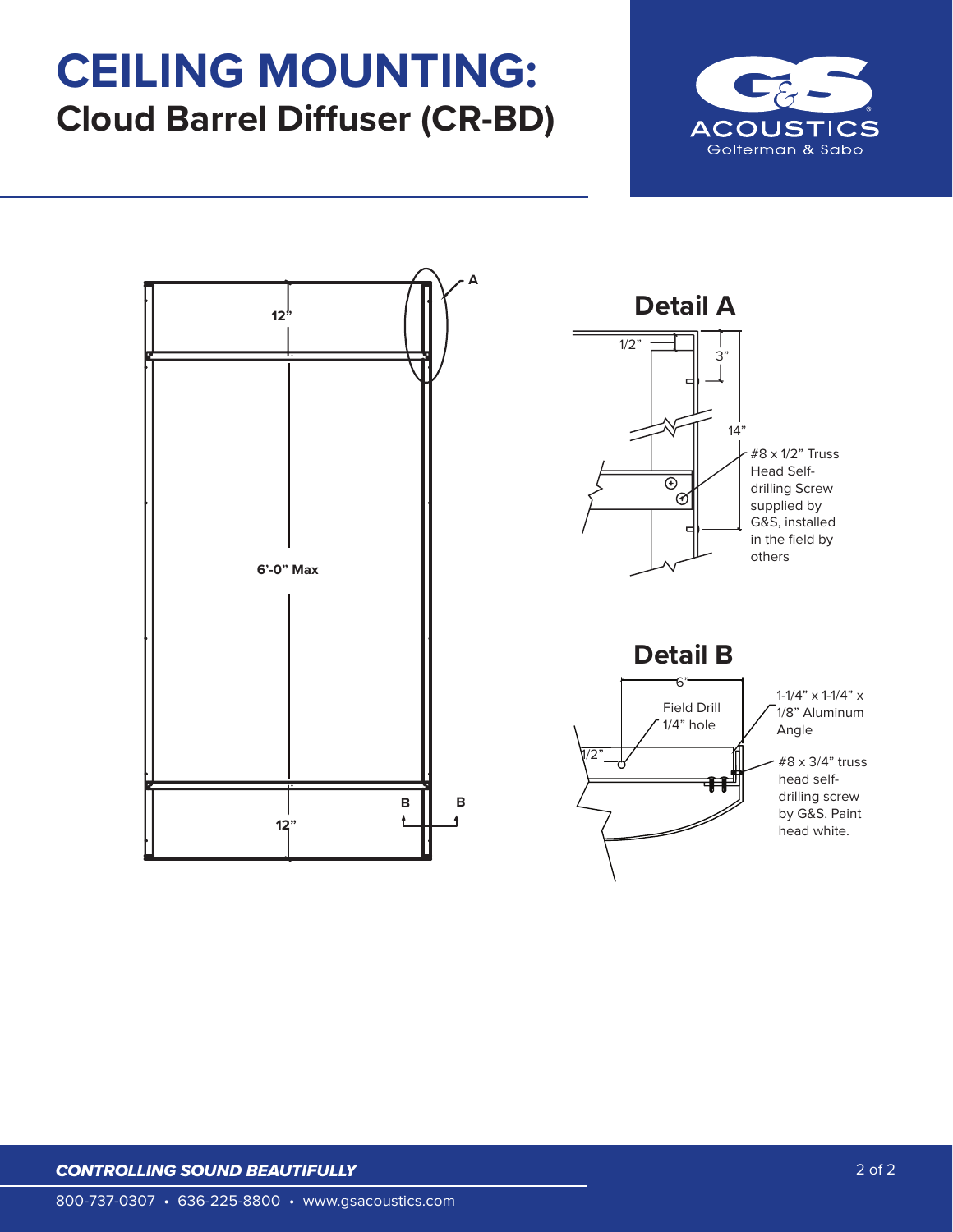# CEILING MOUNTING:

## Cloud Barrel Diffuser (CR-BD)

12"

6'-0" Max

12"

A

B

B

### Detail A

1/2"

3"

14"

#8 x 1/2" Truss Head Self-drilling Screw supplied by G&S, installed in the field by others

### Detail B

6"

Field Drill 1/4" hole

1/2"

1-1/4" x 1-1/4" x 1/8" Aluminum Angle

#8 x 3/4" truss head self-drilling screw by G&S. Paint head white.

***CONTROLLING SOUND BEAUTIFULLY***

800-737-0307 • 636-225-8800 • www.gsacoustics.com